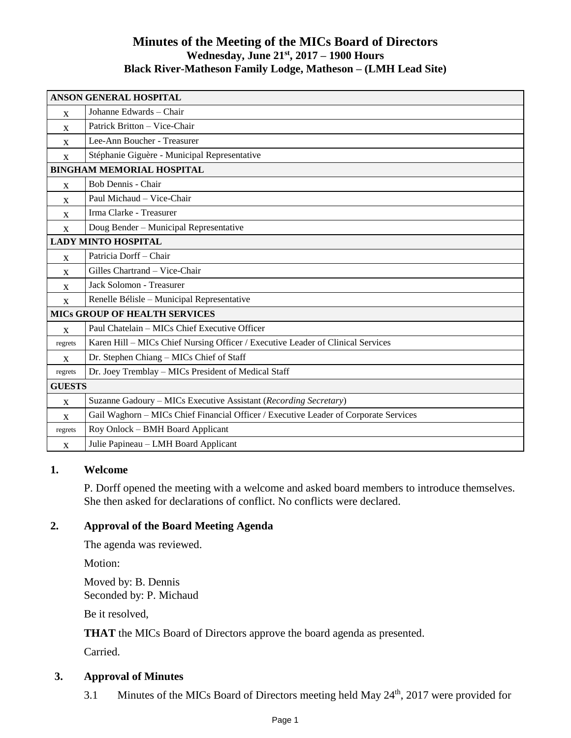# Minutes of the Meeting of the MICs Board of Directors

**Wednesday, June 21st, 2017 – 1900 Hours**

**Black River-Matheson Family Lodge, Matheson – (LMH Lead Site)**

| | |
|---|---|
| **ANSON GENERAL HOSPITAL** | |
| x | Johanne Edwards – Chair |
| x | Patrick Britton – Vice-Chair |
| x | Lee-Ann Boucher - Treasurer |
| x | Stéphanie Giguère - Municipal Representative |
| **BINGHAM MEMORIAL HOSPITAL** | |
| x | Bob Dennis - Chair |
| x | Paul Michaud – Vice-Chair |
| x | Irma Clarke - Treasurer |
| x | Doug Bender – Municipal Representative |
| **LADY MINTO HOSPITAL** | |
| x | Patricia Dorff – Chair |
| x | Gilles Chartrand – Vice-Chair |
| x | Jack Solomon - Treasurer |
| x | Renelle Bélisle – Municipal Representative |
| **MICs GROUP OF HEALTH SERVICES** | |
| x | Paul Chatelain – MICs Chief Executive Officer |
| regrets | Karen Hill – MICs Chief Nursing Officer / Executive Leader of Clinical Services |
| x | Dr. Stephen Chiang – MICs Chief of Staff |
| regrets | Dr. Joey Tremblay – MICs President of Medical Staff |
| **GUESTS** | |
| x | Suzanne Gadoury – MICs Executive Assistant (*Recording Secretary*) |
| x | Gail Waghorn – MICs Chief Financial Officer / Executive Leader of Corporate Services |
| regrets | Roy Onlock – BMH Board Applicant |
| x | Julie Papineau – LMH Board Applicant |

## 1. Welcome

P. Dorff opened the meeting with a welcome and asked board members to introduce themselves. She then asked for declarations of conflict. No conflicts were declared.

## 2. Approval of the Board Meeting Agenda

The agenda was reviewed.

Motion:

Moved by: B. Dennis
Seconded by: P. Michaud

Be it resolved,

**THAT** the MICs Board of Directors approve the board agenda as presented.

Carried.

## 3. Approval of Minutes

3.1 Minutes of the MICs Board of Directors meeting held May 24th, 2017 were provided for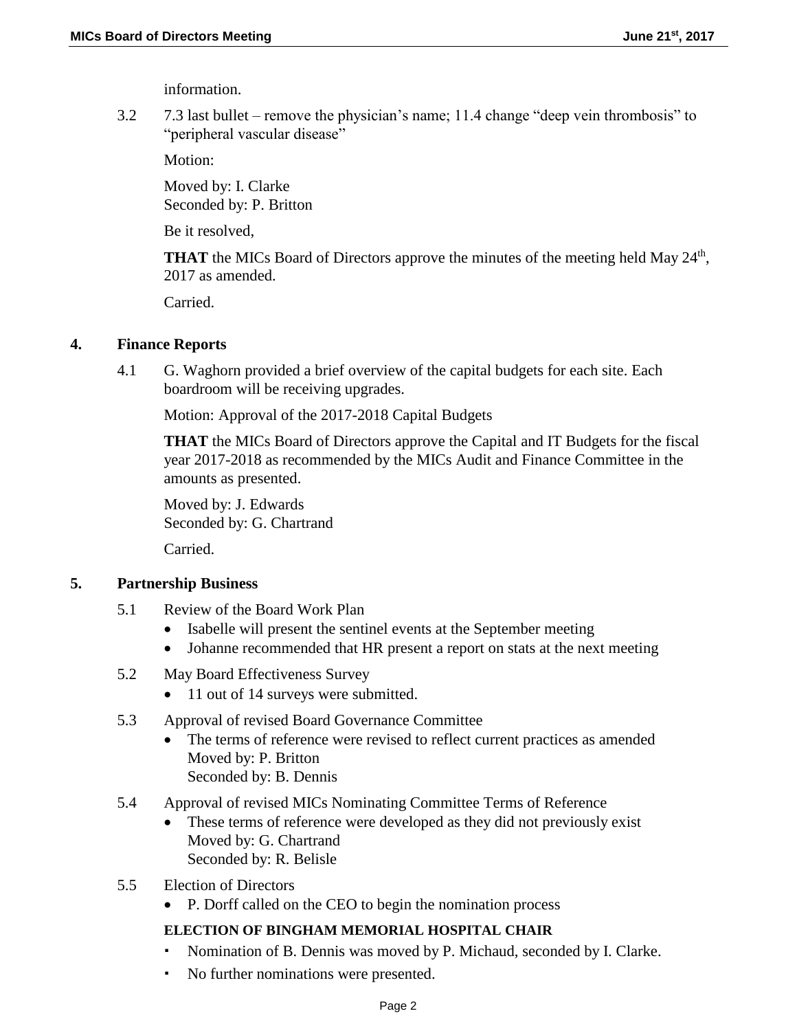information.

3.2 7.3 last bullet – remove the physician's name; 11.4 change "deep vein thrombosis" to "peripheral vascular disease"

Motion:

Moved by: I. Clarke
Seconded by: P. Britton

Be it resolved,

**THAT** the MICs Board of Directors approve the minutes of the meeting held May 24th, 2017 as amended.

Carried.

## 4. Finance Reports

4.1 G. Waghorn provided a brief overview of the capital budgets for each site. Each boardroom will be receiving upgrades.

Motion: Approval of the 2017-2018 Capital Budgets

**THAT** the MICs Board of Directors approve the Capital and IT Budgets for the fiscal year 2017-2018 as recommended by the MICs Audit and Finance Committee in the amounts as presented.

Moved by: J. Edwards
Seconded by: G. Chartrand

Carried.

## 5. Partnership Business

5.1 Review of the Board Work Plan

- Isabelle will present the sentinel events at the September meeting
- Johanne recommended that HR present a report on stats at the next meeting

5.2 May Board Effectiveness Survey

- 11 out of 14 surveys were submitted.

5.3 Approval of revised Board Governance Committee

- The terms of reference were revised to reflect current practices as amended
  Moved by: P. Britton
  Seconded by: B. Dennis

5.4 Approval of revised MICs Nominating Committee Terms of Reference

- These terms of reference were developed as they did not previously exist
  Moved by: G. Chartrand
  Seconded by: R. Belisle

5.5 Election of Directors

- P. Dorff called on the CEO to begin the nomination process

**ELECTION OF BINGHAM MEMORIAL HOSPITAL CHAIR**

- Nomination of B. Dennis was moved by P. Michaud, seconded by I. Clarke.
- No further nominations were presented.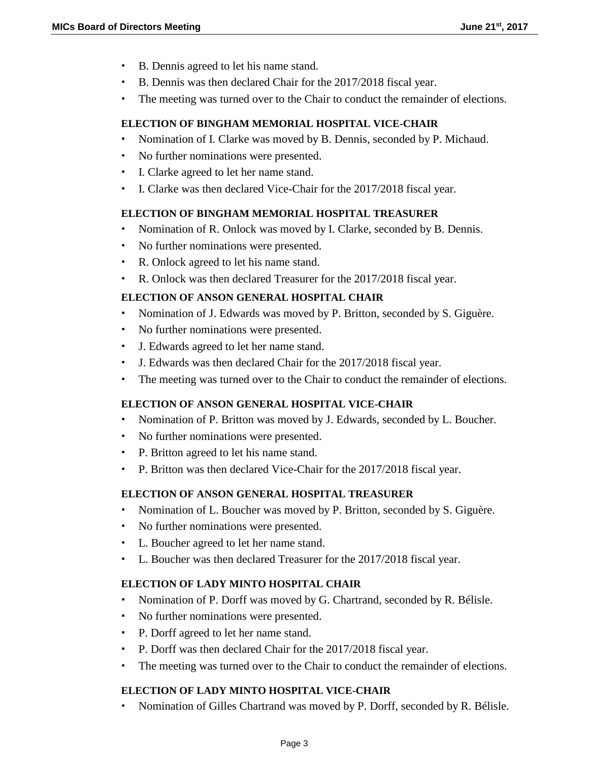- B. Dennis agreed to let his name stand.
- B. Dennis was then declared Chair for the 2017/2018 fiscal year.
- The meeting was turned over to the Chair to conduct the remainder of elections.

**ELECTION OF BINGHAM MEMORIAL HOSPITAL VICE-CHAIR**

- Nomination of I. Clarke was moved by B. Dennis, seconded by P. Michaud.
- No further nominations were presented.
- I. Clarke agreed to let her name stand.
- I. Clarke was then declared Vice-Chair for the 2017/2018 fiscal year.

**ELECTION OF BINGHAM MEMORIAL HOSPITAL TREASURER**

- Nomination of R. Onlock was moved by I. Clarke, seconded by B. Dennis.
- No further nominations were presented.
- R. Onlock agreed to let his name stand.
- R. Onlock was then declared Treasurer for the 2017/2018 fiscal year.

**ELECTION OF ANSON GENERAL HOSPITAL CHAIR**

- Nomination of J. Edwards was moved by P. Britton, seconded by S. Giguère.
- No further nominations were presented.
- J. Edwards agreed to let her name stand.
- J. Edwards was then declared Chair for the 2017/2018 fiscal year.
- The meeting was turned over to the Chair to conduct the remainder of elections.

**ELECTION OF ANSON GENERAL HOSPITAL VICE-CHAIR**

- Nomination of P. Britton was moved by J. Edwards, seconded by L. Boucher.
- No further nominations were presented.
- P. Britton agreed to let his name stand.
- P. Britton was then declared Vice-Chair for the 2017/2018 fiscal year.

**ELECTION OF ANSON GENERAL HOSPITAL TREASURER**

- Nomination of L. Boucher was moved by P. Britton, seconded by S. Giguère.
- No further nominations were presented.
- L. Boucher agreed to let her name stand.
- L. Boucher was then declared Treasurer for the 2017/2018 fiscal year.

**ELECTION OF LADY MINTO HOSPITAL CHAIR**

- Nomination of P. Dorff was moved by G. Chartrand, seconded by R. Bélisle.
- No further nominations were presented.
- P. Dorff agreed to let her name stand.
- P. Dorff was then declared Chair for the 2017/2018 fiscal year.
- The meeting was turned over to the Chair to conduct the remainder of elections.

**ELECTION OF LADY MINTO HOSPITAL VICE-CHAIR**

- Nomination of Gilles Chartrand was moved by P. Dorff, seconded by R. Bélisle.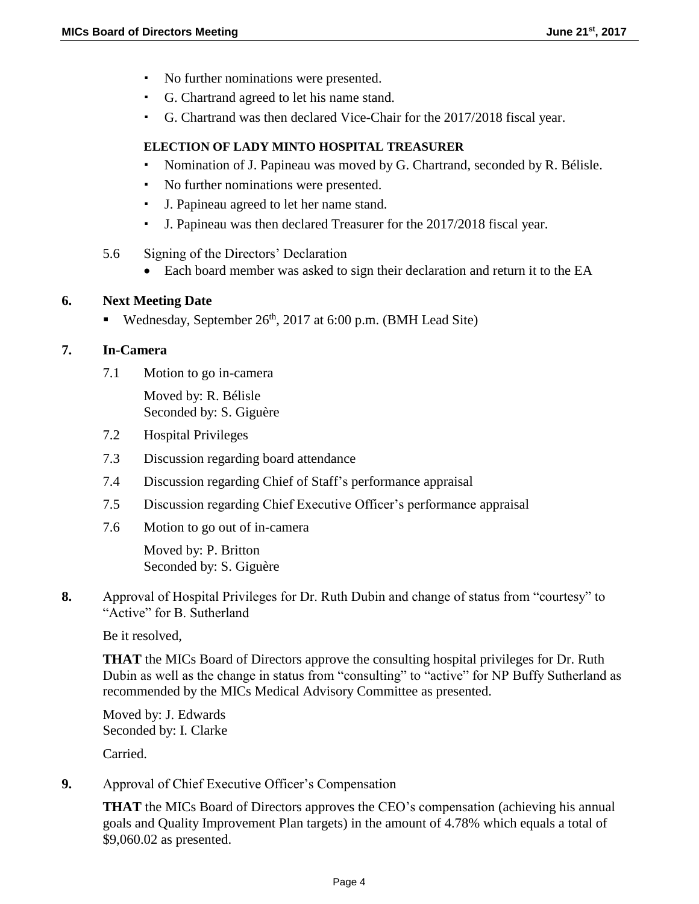- No further nominations were presented.
- G. Chartrand agreed to let his name stand.
- G. Chartrand was then declared Vice-Chair for the 2017/2018 fiscal year.

**ELECTION OF LADY MINTO HOSPITAL TREASURER**

- Nomination of J. Papineau was moved by G. Chartrand, seconded by R. Bélisle.
- No further nominations were presented.
- J. Papineau agreed to let her name stand.
- J. Papineau was then declared Treasurer for the 2017/2018 fiscal year.

5.6 Signing of the Directors' Declaration

- Each board member was asked to sign their declaration and return it to the EA

## 6. Next Meeting Date

- Wednesday, September 26th, 2017 at 6:00 p.m. (BMH Lead Site)

## 7. In-Camera

7.1 Motion to go in-camera

Moved by: R. Bélisle
Seconded by: S. Giguère

7.2 Hospital Privileges

7.3 Discussion regarding board attendance

7.4 Discussion regarding Chief of Staff's performance appraisal

7.5 Discussion regarding Chief Executive Officer's performance appraisal

7.6 Motion to go out of in-camera

Moved by: P. Britton
Seconded by: S. Giguère

**8.** Approval of Hospital Privileges for Dr. Ruth Dubin and change of status from "courtesy" to "Active" for B. Sutherland

Be it resolved,

**THAT** the MICs Board of Directors approve the consulting hospital privileges for Dr. Ruth Dubin as well as the change in status from "consulting" to "active" for NP Buffy Sutherland as recommended by the MICs Medical Advisory Committee as presented.

Moved by: J. Edwards
Seconded by: I. Clarke

Carried.

**9.** Approval of Chief Executive Officer's Compensation

**THAT** the MICs Board of Directors approves the CEO's compensation (achieving his annual goals and Quality Improvement Plan targets) in the amount of 4.78% which equals a total of $9,060.02 as presented.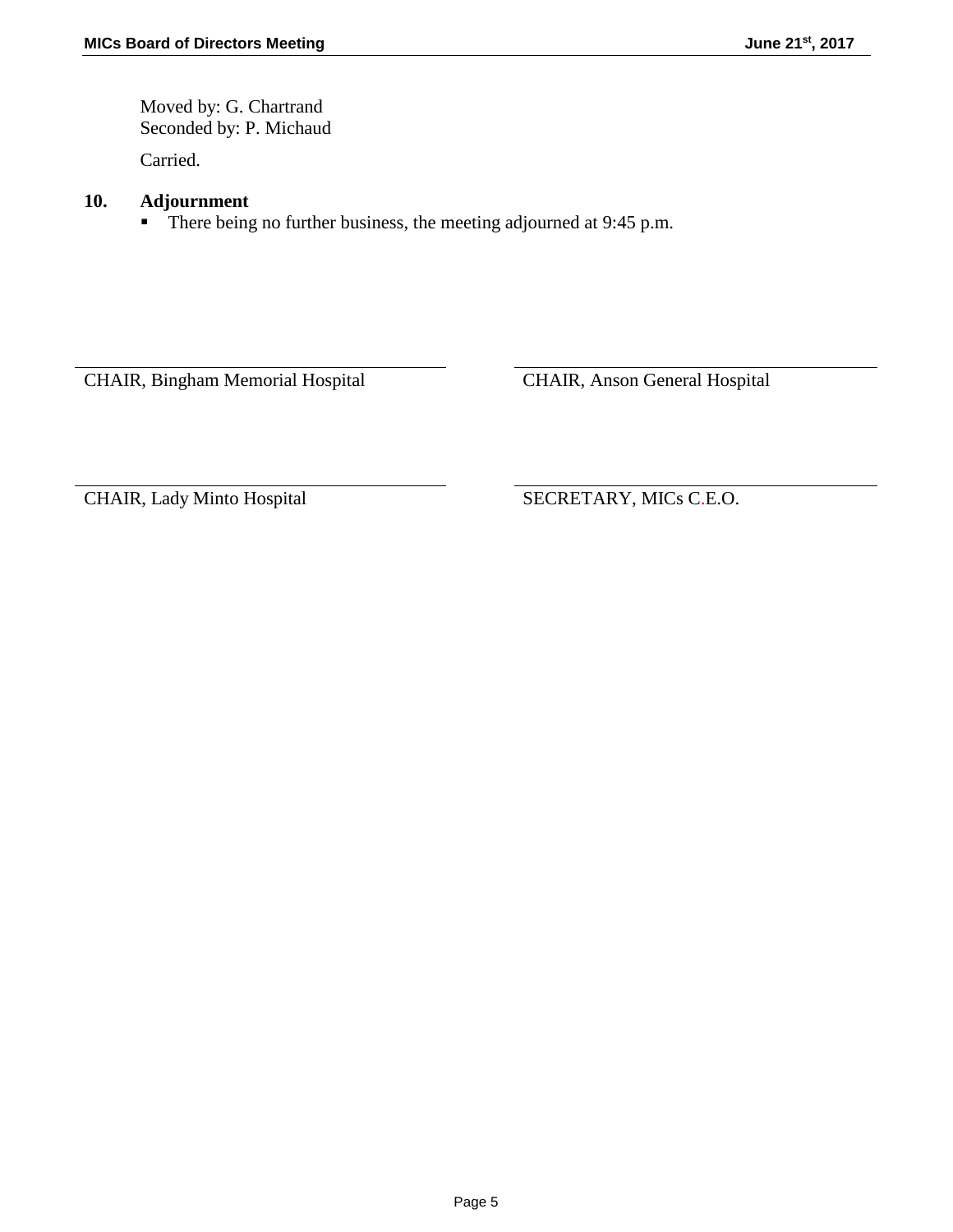Moved by: G. Chartrand
Seconded by: P. Michaud

Carried.

## 10. Adjournment

- There being no further business, the meeting adjourned at 9:45 p.m.

| | |
|---|---|
| CHAIR, Bingham Memorial Hospital | CHAIR, Anson General Hospital |
| CHAIR, Lady Minto Hospital | SECRETARY, MICs C.E.O. |